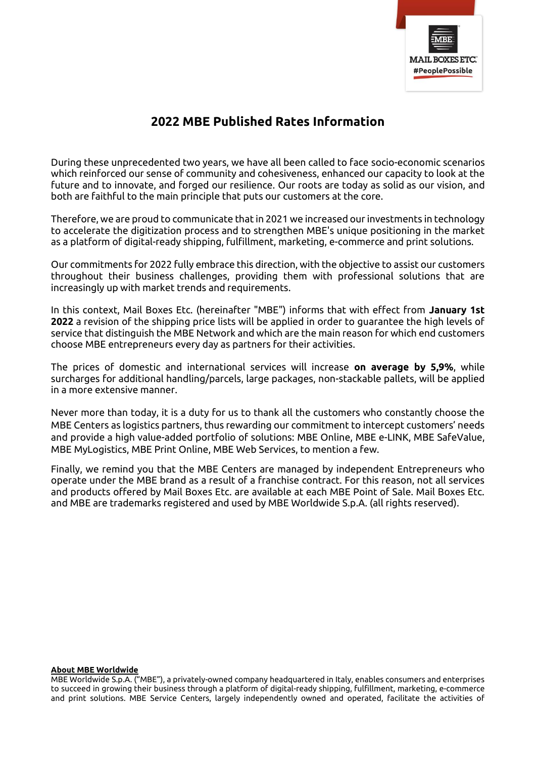# 2022 MBE Published Rates Information

During these unprecedented two years, we have all been called to face socio-economic scenarios which reinforced our sense of community and cohesiveness, enhanced our capacity to look at the future and to innovate, and forged our resilience. Our roots are today as solid as our vision, and both are faithful to the main principle that puts our customers at the core.

Therefore, we are proud to communicate that in 2021 we increased our investments in technology to accelerate the digitization process and to strengthen MBE's unique positioning in the market as a platform of digital-ready shipping, fulfillment, marketing, e-commerce and print solutions.

Our commitments for 2022 fully embrace this direction, with the objective to assist our customers throughout their business challenges, providing them with professional solutions that are increasingly up with market trends and requirements.

In this context, Mail Boxes Etc. (hereinafter "MBE") informs that with effect from **January 1st 2022** a revision of the shipping price lists will be applied in order to guarantee the high levels of service that distinguish the MBE Network and which are the main reason for which end customers choose MBE entrepreneurs every day as partners for their activities.

The prices of domestic and international services will increase **on average by 5,9%**, while surcharges for additional handling/parcels, large packages, non-stackable pallets, will be applied in a more extensive manner.

Never more than today, it is a duty for us to thank all the customers who constantly choose the MBE Centers as logistics partners, thus rewarding our commitment to intercept customers' needs and provide a high value-added portfolio of solutions: MBE Online, MBE e-LINK, MBE SafeValue, MBE MyLogistics, MBE Print Online, MBE Web Services, to mention a few.

Finally, we remind you that the MBE Centers are managed by independent Entrepreneurs who operate under the MBE brand as a result of a franchise contract. For this reason, not all services and products offered by Mail Boxes Etc. are available at each MBE Point of Sale. Mail Boxes Etc. and MBE are trademarks registered and used by MBE Worldwide S.p.A. (all rights reserved).

**About MBE Worldwide**

MBE Worldwide S.p.A. ("MBE"), a privately-owned company headquartered in Italy, enables consumers and enterprises to succeed in growing their business through a platform of digital-ready shipping, fulfillment, marketing, e-commerce and print solutions. MBE Service Centers, largely independently owned and operated, facilitate the activities of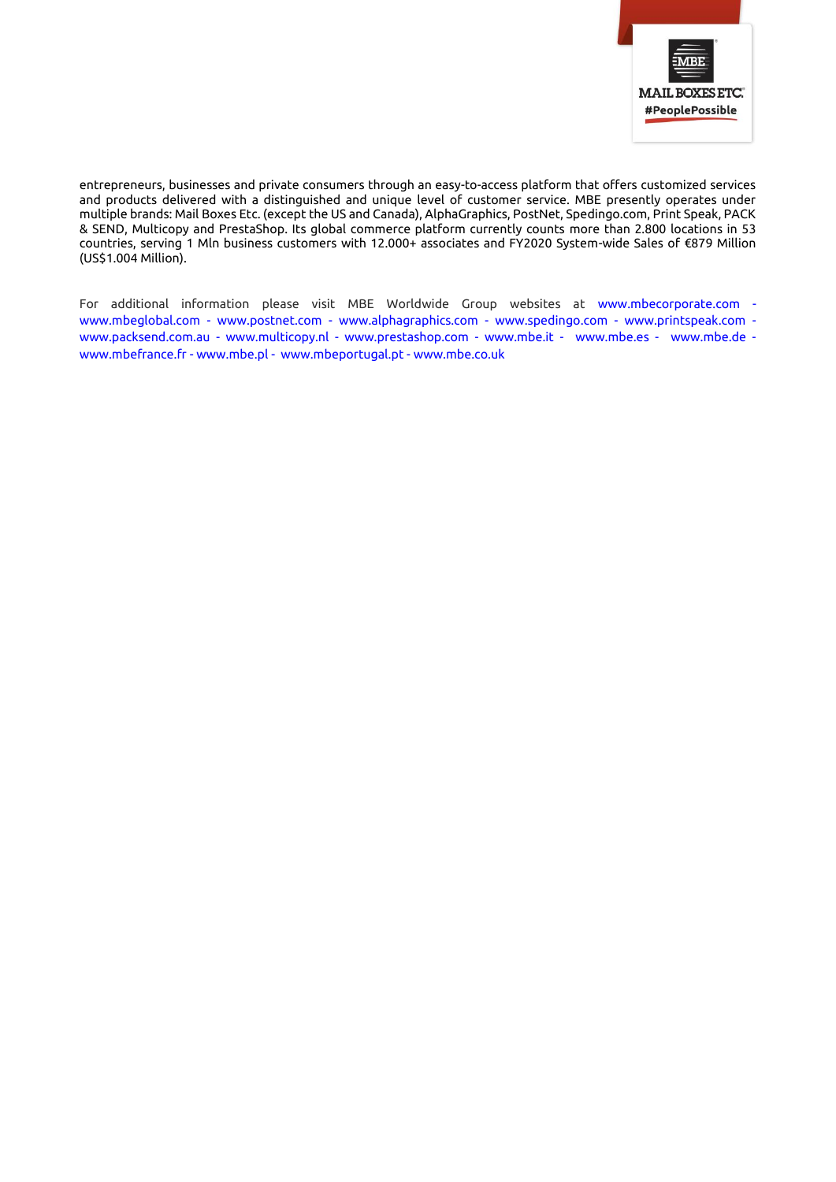entrepreneurs, businesses and private consumers through an easy-to-access platform that offers customized services and products delivered with a distinguished and unique level of customer service. MBE presently operates under multiple brands: Mail Boxes Etc. (except the US and Canada), AlphaGraphics, PostNet, Spedingo.com, Print Speak, PACK & SEND, Multicopy and PrestaShop. Its global commerce platform currently counts more than 2.800 locations in 53 countries, serving 1 Mln business customers with 12.000+ associates and FY2020 System-wide Sales of €879 Million (US$1.004 Million).

For additional information please visit MBE Worldwide Group websites at www.mbecorporate.com - www.mbeglobal.com - www.postnet.com - www.alphagraphics.com - www.spedingo.com - www.printspeak.com - www.packsend.com.au - www.multicopy.nl - www.prestashop.com - www.mbe.it - www.mbe.es - www.mbe.de - www.mbefrance.fr - www.mbe.pl - www.mbeportugal.pt - www.mbe.co.uk